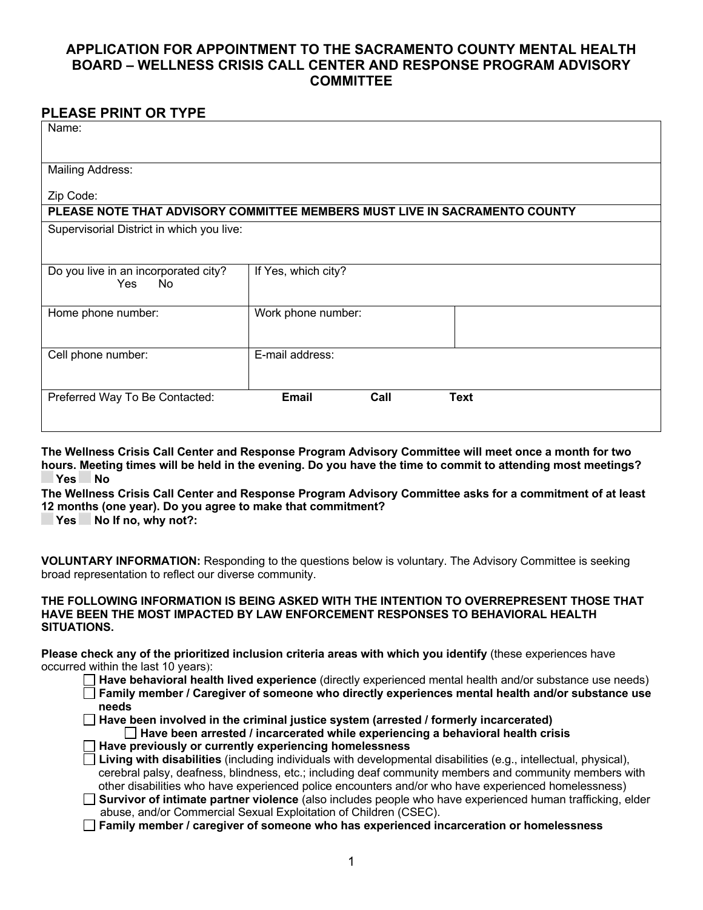# APPLICATION FOR APPOINTMENT TO THE SACRAMENTO COUNTY MENTAL HEALTH BOARD – WELLNESS CRISIS CALL CENTER AND RESPONSE PROGRAM ADVISORY COMMITTEE

## PLEASE PRINT OR TYPE

| | | |
|---|---|---|
| Name: | | |
| Mailing Address:<br><br>Zip Code: | | |
| **PLEASE NOTE THAT ADVISORY COMMITTEE MEMBERS MUST LIVE IN SACRAMENTO COUNTY** | | |
| Supervisorial District in which you live: | | |
| Do you live in an incorporated city?<br>Yes No | If Yes, which city? | |
| Home phone number: | Work phone number: | |
| Cell phone number: | E-mail address: | |
| Preferred Way To Be Contacted: | **Email** **Call** **Text** | |

**The Wellness Crisis Call Center and Response Program Advisory Committee will meet once a month for two hours. Meeting times will be held in the evening. Do you have the time to commit to attending most meetings?**
**Yes** **No**

**The Wellness Crisis Call Center and Response Program Advisory Committee asks for a commitment of at least 12 months (one year). Do you agree to make that commitment?**
**Yes** **No If no, why not?:**

**VOLUNTARY INFORMATION:** Responding to the questions below is voluntary. The Advisory Committee is seeking broad representation to reflect our diverse community.

**THE FOLLOWING INFORMATION IS BEING ASKED WITH THE INTENTION TO OVERREPRESENT THOSE THAT HAVE BEEN THE MOST IMPACTED BY LAW ENFORCEMENT RESPONSES TO BEHAVIORAL HEALTH SITUATIONS.**

**Please check any of the prioritized inclusion criteria areas with which you identify** (these experiences have occurred within the last 10 years):

- ☐ **Have behavioral health lived experience** (directly experienced mental health and/or substance use needs)
- ☐ **Family member / Caregiver of someone who directly experiences mental health and/or substance use needs**
- ☐ **Have been involved in the criminal justice system (arrested / formerly incarcerated)**
  - ☐ **Have been arrested / incarcerated while experiencing a behavioral health crisis**
- ☐ **Have previously or currently experiencing homelessness**
- ☐ **Living with disabilities** (including individuals with developmental disabilities (e.g., intellectual, physical), cerebral palsy, deafness, blindness, etc.; including deaf community members and community members with other disabilities who have experienced police encounters and/or who have experienced homelessness)
- ☐ **Survivor of intimate partner violence** (also includes people who have experienced human trafficking, elder abuse, and/or Commercial Sexual Exploitation of Children (CSEC).
- ☐ **Family member / caregiver of someone who has experienced incarceration or homelessness**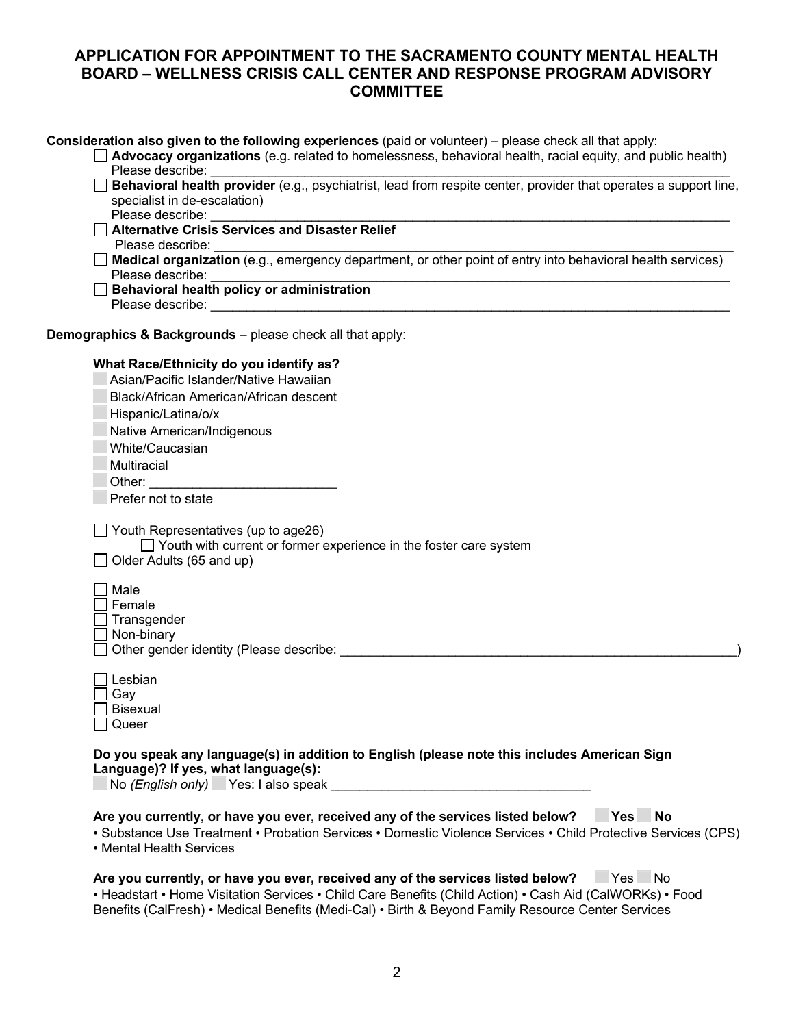# APPLICATION FOR APPOINTMENT TO THE SACRAMENTO COUNTY MENTAL HEALTH BOARD – WELLNESS CRISIS CALL CENTER AND RESPONSE PROGRAM ADVISORY COMMITTEE

**Consideration also given to the following experiences** (paid or volunteer) – please check all that apply:

- ☐ **Advocacy organizations** (e.g. related to homelessness, behavioral health, racial equity, and public health)
  Please describe: ___________________________________________________________________________
- ☐ **Behavioral health provider** (e.g., psychiatrist, lead from respite center, provider that operates a support line, specialist in de-escalation)
  Please describe: ___________________________________________________________________________
- ☐ **Alternative Crisis Services and Disaster Relief**
  Please describe: ___________________________________________________________________________
- ☐ **Medical organization** (e.g., emergency department, or other point of entry into behavioral health services)
  Please describe: ___________________________________________________________________________
- ☐ **Behavioral health policy or administration**
  Please describe: ___________________________________________________________________________

**Demographics & Backgrounds** – please check all that apply:

**What Race/Ethnicity do you identify as?**

- ☐ Asian/Pacific Islander/Native Hawaiian
- ☐ Black/African American/African descent
- ☐ Hispanic/Latina/o/x
- ☐ Native American/Indigenous
- ☐ White/Caucasian
- ☐ Multiracial
- ☐ Other: __________________________
- ☐ Prefer not to state

- ☐ Youth Representatives (up to age26)
  - ☐ Youth with current or former experience in the foster care system
- ☐ Older Adults (65 and up)

- ☐ Male
- ☐ Female
- ☐ Transgender
- ☐ Non-binary
- ☐ Other gender identity (Please describe: __________________________________________________________)

- ☐ Lesbian
- ☐ Gay
- ☐ Bisexual
- ☐ Queer

**Do you speak any language(s) in addition to English (please note this includes American Sign Language)? If yes, what language(s):**

☐ No *(English only)* ☐ Yes: I also speak ____________________________________

**Are you currently, or have you ever, received any of the services listed below?** ☐ **Yes** ☐ **No**

• Substance Use Treatment • Probation Services • Domestic Violence Services • Child Protective Services (CPS) • Mental Health Services

**Are you currently, or have you ever, received any of the services listed below?** ☐ Yes ☐ No

• Headstart • Home Visitation Services • Child Care Benefits (Child Action) • Cash Aid (CalWORKs) • Food Benefits (CalFresh) • Medical Benefits (Medi-Cal) • Birth & Beyond Family Resource Center Services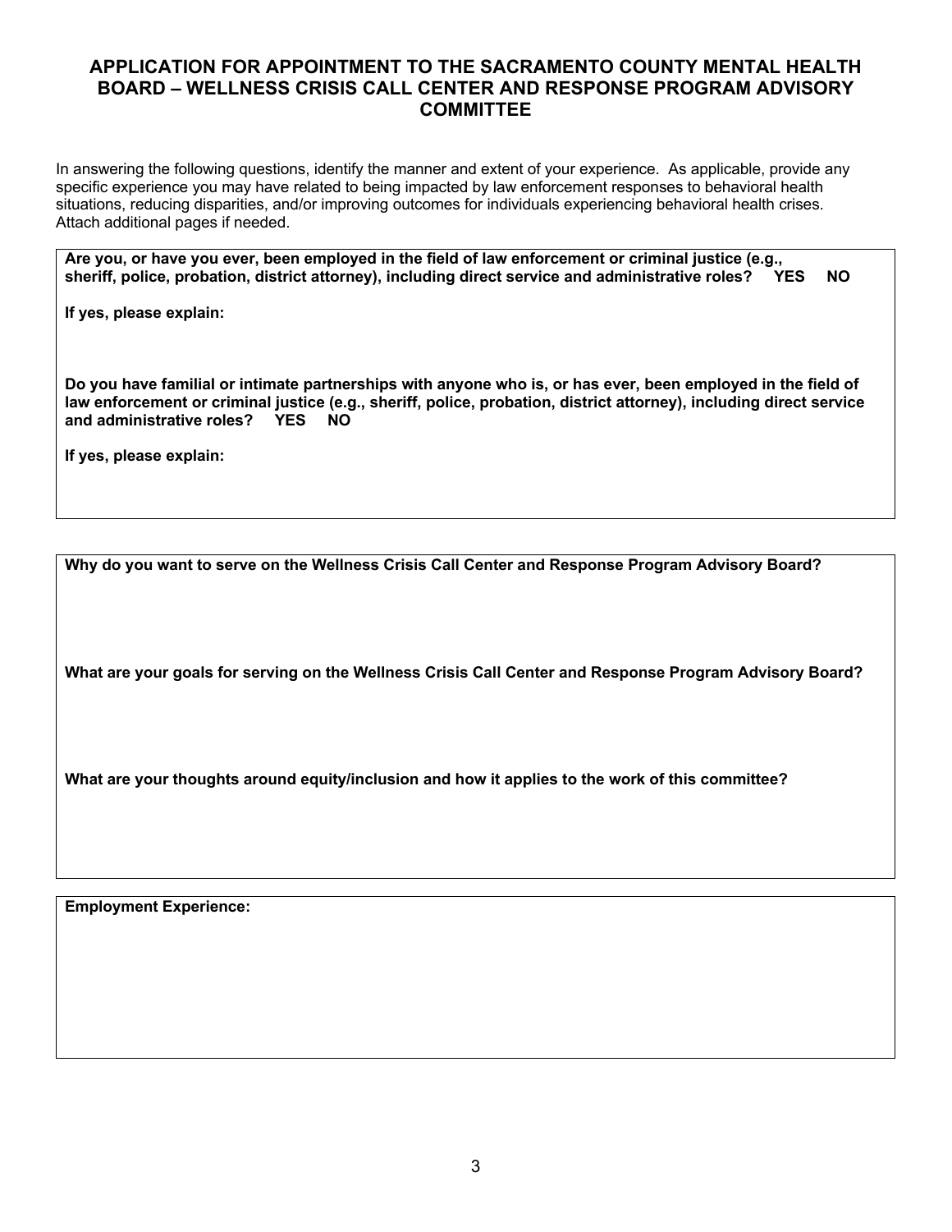## APPLICATION FOR APPOINTMENT TO THE SACRAMENTO COUNTY MENTAL HEALTH BOARD – WELLNESS CRISIS CALL CENTER AND RESPONSE PROGRAM ADVISORY COMMITTEE

In answering the following questions, identify the manner and extent of your experience. As applicable, provide any specific experience you may have related to being impacted by law enforcement responses to behavioral health situations, reducing disparities, and/or improving outcomes for individuals experiencing behavioral health crises. Attach additional pages if needed.

**Are you, or have you ever, been employed in the field of law enforcement or criminal justice (e.g., sheriff, police, probation, district attorney), including direct service and administrative roles? YES NO**

**If yes, please explain:**

**Do you have familial or intimate partnerships with anyone who is, or has ever, been employed in the field of law enforcement or criminal justice (e.g., sheriff, police, probation, district attorney), including direct service and administrative roles? YES NO**

**If yes, please explain:**

**Why do you want to serve on the Wellness Crisis Call Center and Response Program Advisory Board?**

**What are your goals for serving on the Wellness Crisis Call Center and Response Program Advisory Board?**

**What are your thoughts around equity/inclusion and how it applies to the work of this committee?**

**Employment Experience:**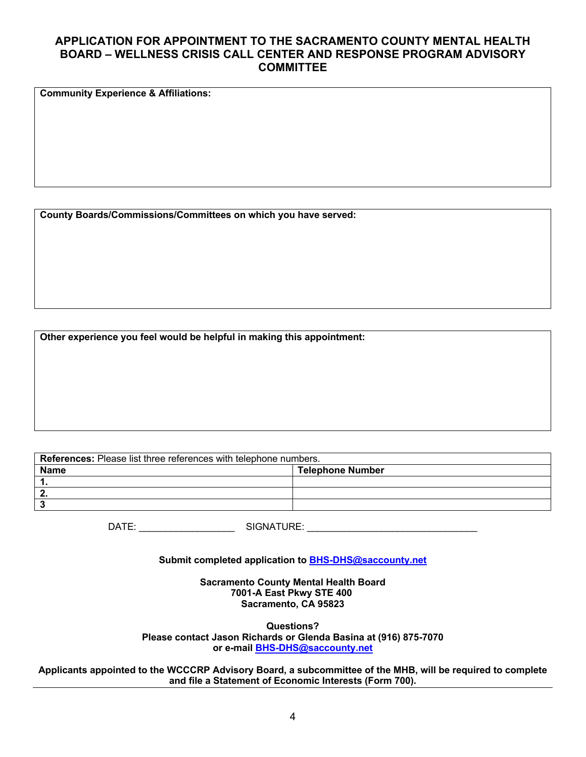## APPLICATION FOR APPOINTMENT TO THE SACRAMENTO COUNTY MENTAL HEALTH BOARD – WELLNESS CRISIS CALL CENTER AND RESPONSE PROGRAM ADVISORY COMMITTEE

| **Community Experience & Affiliations:** |
|---|
| |

| **County Boards/Commissions/Committees on which you have served:** |
|---|
| |

| **Other experience you feel would be helpful in making this appointment:** |
|---|
| |

| **References:** Please list three references with telephone numbers. | |
|---|---|
| **Name** | **Telephone Number** |
| **1.** | |
| **2.** | |
| **3** | |

DATE: ________________ SIGNATURE: ______________________________

**Submit completed application to BHS-DHS@saccounty.net**

**Sacramento County Mental Health Board**
**7001-A East Pkwy STE 400**
**Sacramento, CA 95823**

**Questions?**
**Please contact Jason Richards or Glenda Basina at (916) 875-7070**
**or e-mail BHS-DHS@saccounty.net**

**Applicants appointed to the WCCCRP Advisory Board, a subcommittee of the MHB, will be required to complete and file a Statement of Economic Interests (Form 700).**